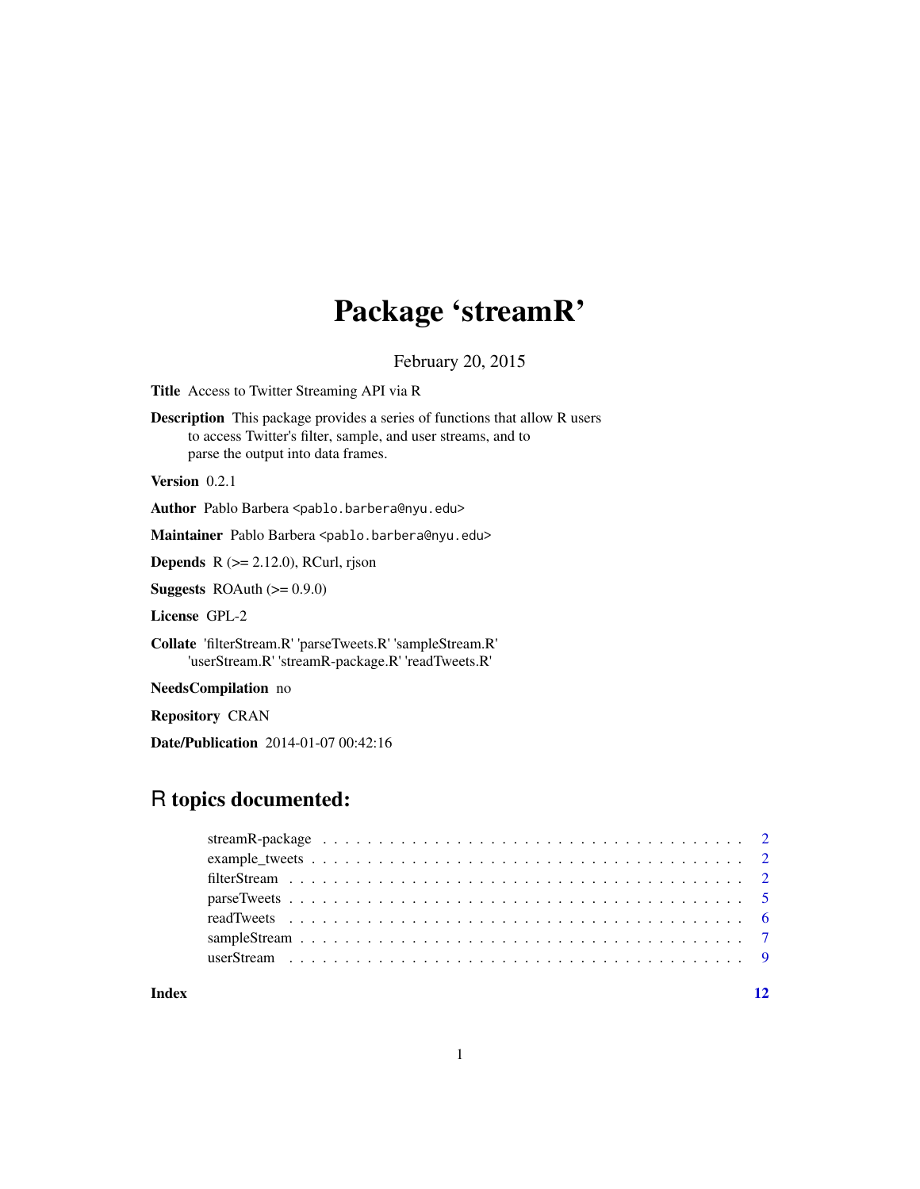# Package 'streamR'

February 20, 2015

**Title** Access to Twitter Streaming API via R

**Description** This package provides a series of functions that allow R users to access Twitter's filter, sample, and user streams, and to parse the output into data frames.

**Version** 0.2.1

**Author** Pablo Barbera <pablo.barbera@nyu.edu>

**Maintainer** Pablo Barbera <pablo.barbera@nyu.edu>

**Depends** R (>= 2.12.0), RCurl, rjson

**Suggests** ROAuth (>= 0.9.0)

**License** GPL-2

**Collate** 'filterStream.R' 'parseTweets.R' 'sampleStream.R' 'userStream.R' 'streamR-package.R' 'readTweets.R'

**NeedsCompilation** no

**Repository** CRAN

**Date/Publication** 2014-01-07 00:42:16

## R topics documented:

- streamR-package . . . . . . . . . . . . . . . . . . . . . . . . . . . . . . . . . . . . . 2
- example_tweets . . . . . . . . . . . . . . . . . . . . . . . . . . . . . . . . . . . . . . 2
- filterStream . . . . . . . . . . . . . . . . . . . . . . . . . . . . . . . . . . . . . . . . 2
- parseTweets . . . . . . . . . . . . . . . . . . . . . . . . . . . . . . . . . . . . . . . . 5
- readTweets . . . . . . . . . . . . . . . . . . . . . . . . . . . . . . . . . . . . . . . . . 6
- sampleStream . . . . . . . . . . . . . . . . . . . . . . . . . . . . . . . . . . . . . . . 7
- userStream . . . . . . . . . . . . . . . . . . . . . . . . . . . . . . . . . . . . . . . . . 9

**Index** **12**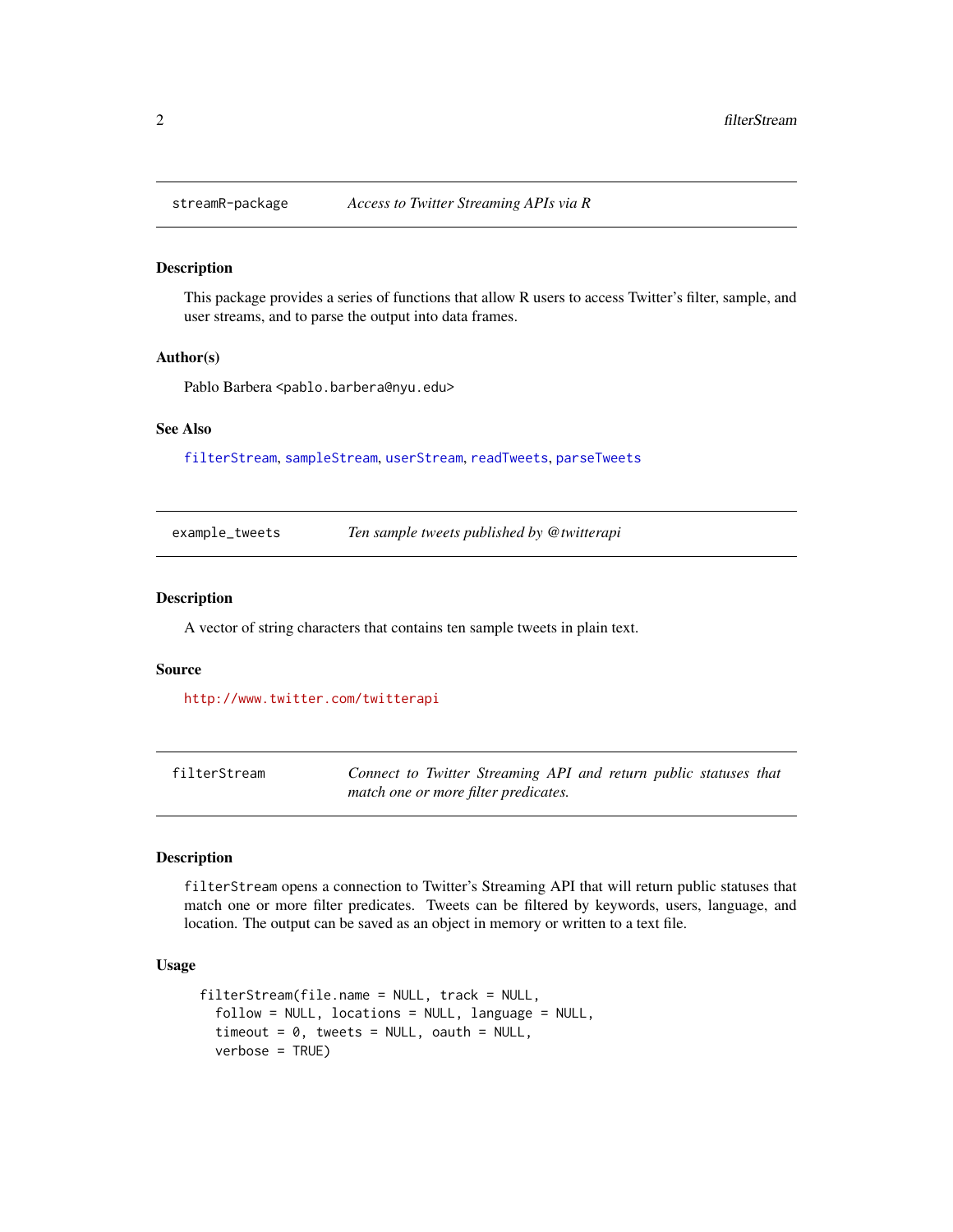## streamR-package — *Access to Twitter Streaming APIs via R*

### Description

This package provides a series of functions that allow R users to access Twitter's filter, sample, and user streams, and to parse the output into data frames.

### Author(s)

Pablo Barbera <pablo.barbera@nyu.edu>

### See Also

filterStream, sampleStream, userStream, readTweets, parseTweets

## example_tweets — *Ten sample tweets published by @twitterapi*

### Description

A vector of string characters that contains ten sample tweets in plain text.

### Source

http://www.twitter.com/twitterapi

## filterStream — *Connect to Twitter Streaming API and return public statuses that match one or more filter predicates.*

### Description

filterStream opens a connection to Twitter's Streaming API that will return public statuses that match one or more filter predicates. Tweets can be filtered by keywords, users, language, and location. The output can be saved as an object in memory or written to a text file.

### Usage

```
filterStream(file.name = NULL, track = NULL,
  follow = NULL, locations = NULL, language = NULL,
  timeout = 0, tweets = NULL, oauth = NULL,
  verbose = TRUE)
```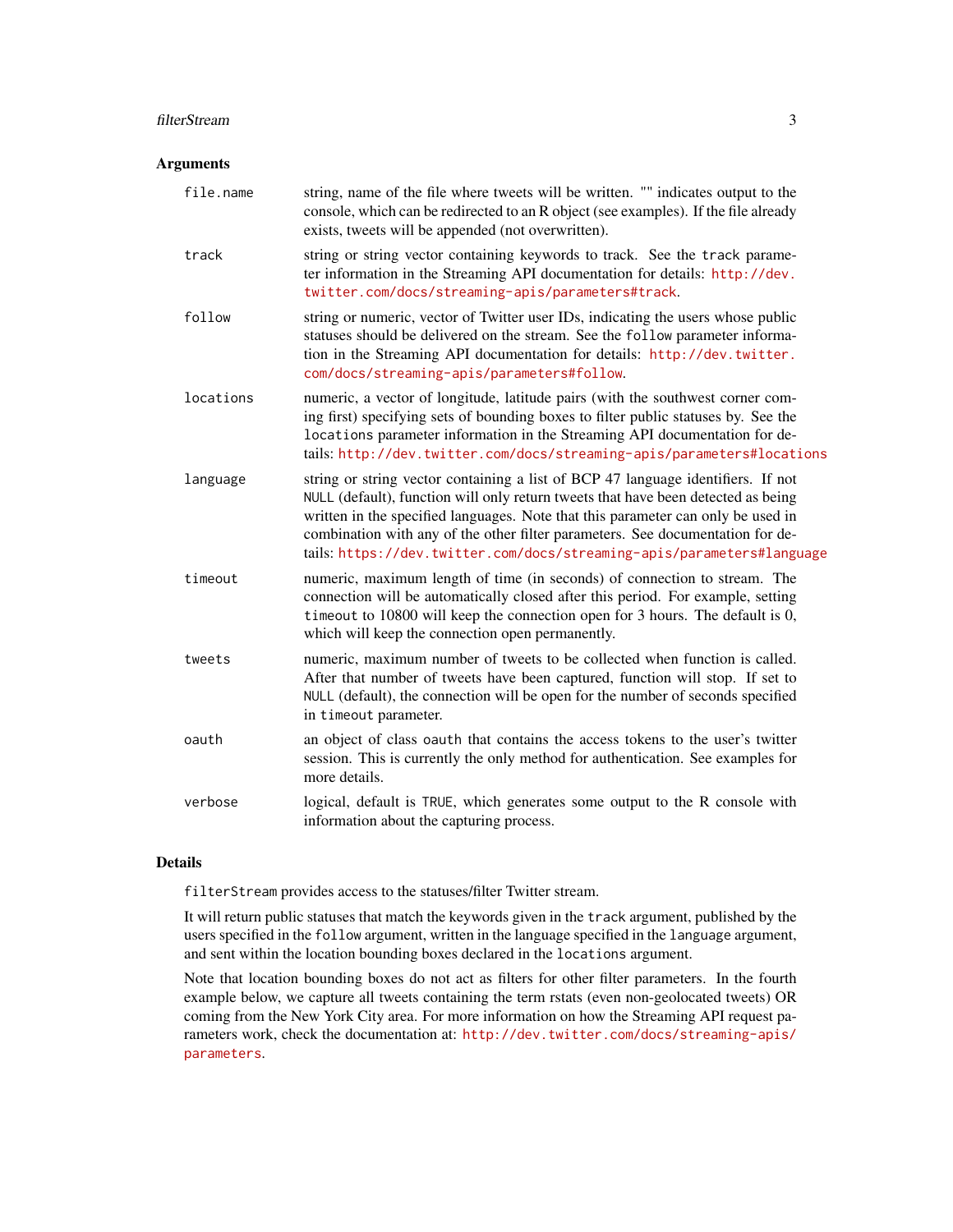## Arguments

| | |
|---|---|
| `file.name` | string, name of the file where tweets will be written. "" indicates output to the console, which can be redirected to an R object (see examples). If the file already exists, tweets will be appended (not overwritten). |
| `track` | string or string vector containing keywords to track. See the `track` parameter information in the Streaming API documentation for details: `http://dev.twitter.com/docs/streaming-apis/parameters#track`. |
| `follow` | string or numeric, vector of Twitter user IDs, indicating the users whose public statuses should be delivered on the stream. See the `follow` parameter information in the Streaming API documentation for details: `http://dev.twitter.com/docs/streaming-apis/parameters#follow`. |
| `locations` | numeric, a vector of longitude, latitude pairs (with the southwest corner coming first) specifying sets of bounding boxes to filter public statuses by. See the `locations` parameter information in the Streaming API documentation for details: `http://dev.twitter.com/docs/streaming-apis/parameters#locations` |
| `language` | string or string vector containing a list of BCP 47 language identifiers. If not `NULL` (default), function will only return tweets that have been detected as being written in the specified languages. Note that this parameter can only be used in combination with any of the other filter parameters. See documentation for details: `https://dev.twitter.com/docs/streaming-apis/parameters#language` |
| `timeout` | numeric, maximum length of time (in seconds) of connection to stream. The connection will be automatically closed after this period. For example, setting `timeout` to 10800 will keep the connection open for 3 hours. The default is 0, which will keep the connection open permanently. |
| `tweets` | numeric, maximum number of tweets to be collected when function is called. After that number of tweets have been captured, function will stop. If set to `NULL` (default), the connection will be open for the number of seconds specified in `timeout` parameter. |
| `oauth` | an object of class `oauth` that contains the access tokens to the user's twitter session. This is currently the only method for authentication. See examples for more details. |
| `verbose` | logical, default is `TRUE`, which generates some output to the R console with information about the capturing process. |

## Details

`filterStream` provides access to the statuses/filter Twitter stream.

It will return public statuses that match the keywords given in the `track` argument, published by the users specified in the `follow` argument, written in the language specified in the `language` argument, and sent within the location bounding boxes declared in the `locations` argument.

Note that location bounding boxes do not act as filters for other filter parameters. In the fourth example below, we capture all tweets containing the term rstats (even non-geolocated tweets) OR coming from the New York City area. For more information on how the Streaming API request parameters work, check the documentation at: `http://dev.twitter.com/docs/streaming-apis/parameters`.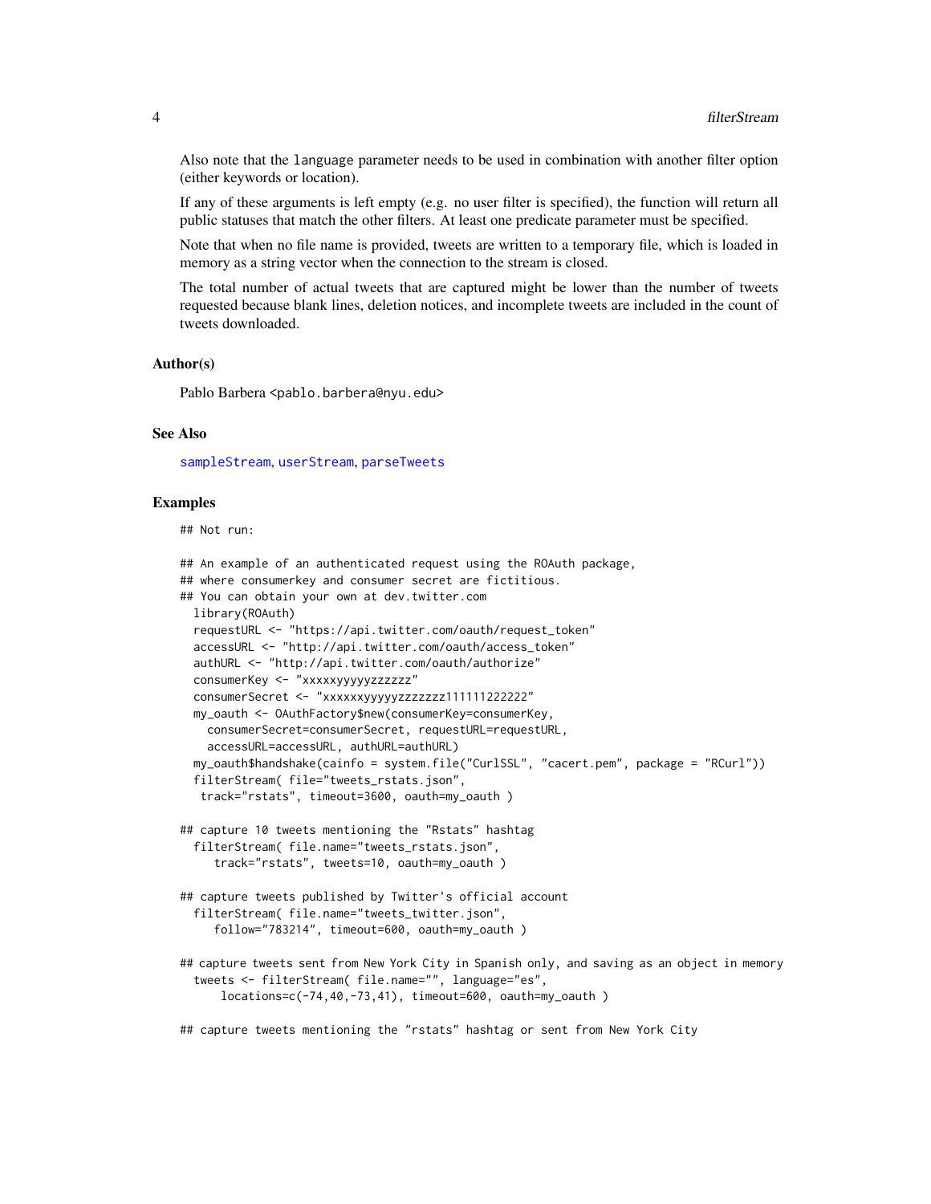Also note that the `language` parameter needs to be used in combination with another filter option (either keywords or location).

If any of these arguments is left empty (e.g. no user filter is specified), the function will return all public statuses that match the other filters. At least one predicate parameter must be specified.

Note that when no file name is provided, tweets are written to a temporary file, which is loaded in memory as a string vector when the connection to the stream is closed.

The total number of actual tweets that are captured might be lower than the number of tweets requested because blank lines, deletion notices, and incomplete tweets are included in the count of tweets downloaded.

### Author(s)

Pablo Barbera <pablo.barbera@nyu.edu>

### See Also

sampleStream, userStream, parseTweets

### Examples

```
## Not run:

## An example of an authenticated request using the ROAuth package,
## where consumerkey and consumer secret are fictitious.
## You can obtain your own at dev.twitter.com
  library(ROAuth)
  requestURL <- "https://api.twitter.com/oauth/request_token"
  accessURL <- "http://api.twitter.com/oauth/access_token"
  authURL <- "http://api.twitter.com/oauth/authorize"
  consumerKey <- "xxxxxyyyyyzzzzzz"
  consumerSecret <- "xxxxxxyyyyyzzzzzzz111111222222"
  my_oauth <- OAuthFactory$new(consumerKey=consumerKey,
    consumerSecret=consumerSecret, requestURL=requestURL,
    accessURL=accessURL, authURL=authURL)
  my_oauth$handshake(cainfo = system.file("CurlSSL", "cacert.pem", package = "RCurl"))
  filterStream( file="tweets_rstats.json",
   track="rstats", timeout=3600, oauth=my_oauth )

## capture 10 tweets mentioning the "Rstats" hashtag
  filterStream( file.name="tweets_rstats.json",
     track="rstats", tweets=10, oauth=my_oauth )

## capture tweets published by Twitter's official account
  filterStream( file.name="tweets_twitter.json",
     follow="783214", timeout=600, oauth=my_oauth )

## capture tweets sent from New York City in Spanish only, and saving as an object in memory
  tweets <- filterStream( file.name="", language="es",
      locations=c(-74,40,-73,41), timeout=600, oauth=my_oauth )

## capture tweets mentioning the "rstats" hashtag or sent from New York City
```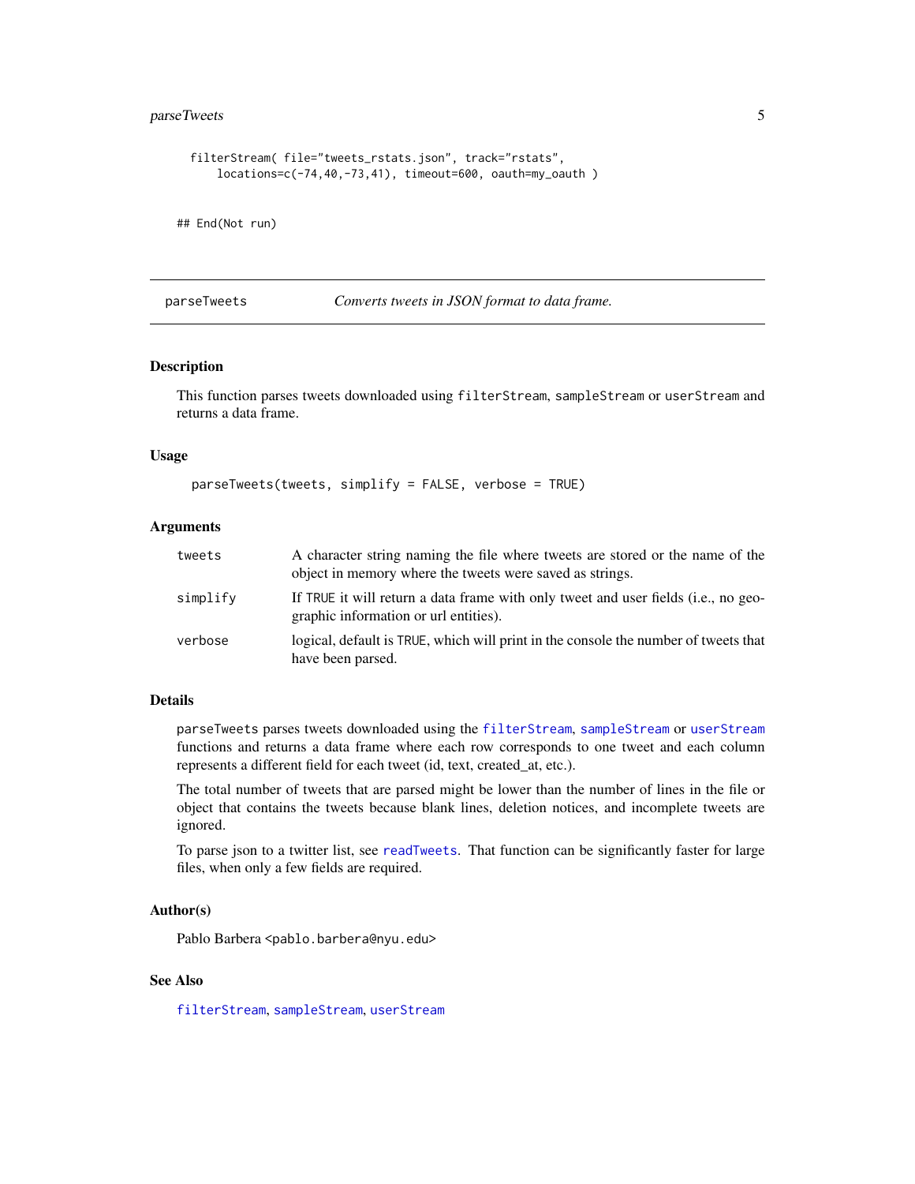```
filterStream( file="tweets_rstats.json", track="rstats",
    locations=c(-74,40,-73,41), timeout=600, oauth=my_oauth )

## End(Not run)
```

---

## parseTweets — *Converts tweets in JSON format to data frame.*

---

### Description

This function parses tweets downloaded using `filterStream`, `sampleStream` or `userStream` and returns a data frame.

### Usage

```
parseTweets(tweets, simplify = FALSE, verbose = TRUE)
```

### Arguments

| | |
|---|---|
| `tweets` | A character string naming the file where tweets are stored or the name of the object in memory where the tweets were saved as strings. |
| `simplify` | If `TRUE` it will return a data frame with only tweet and user fields (i.e., no geographic information or url entities). |
| `verbose` | logical, default is `TRUE`, which will print in the console the number of tweets that have been parsed. |

### Details

`parseTweets` parses tweets downloaded using the `filterStream`, `sampleStream` or `userStream` functions and returns a data frame where each row corresponds to one tweet and each column represents a different field for each tweet (id, text, created_at, etc.).

The total number of tweets that are parsed might be lower than the number of lines in the file or object that contains the tweets because blank lines, deletion notices, and incomplete tweets are ignored.

To parse json to a twitter list, see `readTweets`. That function can be significantly faster for large files, when only a few fields are required.

### Author(s)

Pablo Barbera <`pablo.barbera@nyu.edu`>

### See Also

`filterStream`, `sampleStream`, `userStream`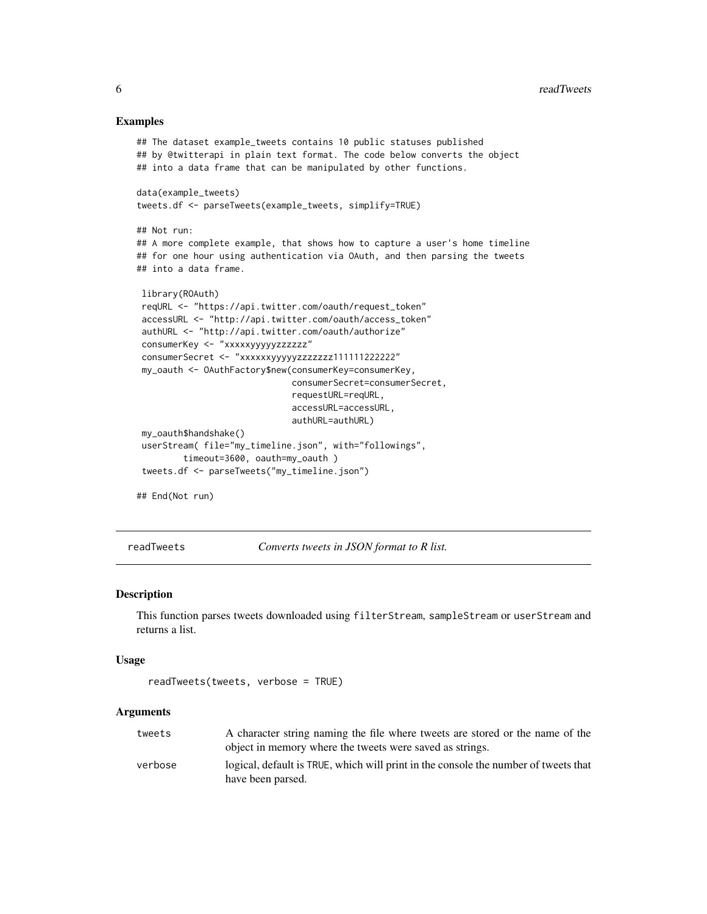## Examples

```
## The dataset example_tweets contains 10 public statuses published
## by @twitterapi in plain text format. The code below converts the object
## into a data frame that can be manipulated by other functions.

data(example_tweets)
tweets.df <- parseTweets(example_tweets, simplify=TRUE)

## Not run:
## A more complete example, that shows how to capture a user's home timeline
## for one hour using authentication via OAuth, and then parsing the tweets
## into a data frame.

 library(ROAuth)
 reqURL <- "https://api.twitter.com/oauth/request_token"
 accessURL <- "http://api.twitter.com/oauth/access_token"
 authURL <- "http://api.twitter.com/oauth/authorize"
 consumerKey <- "xxxxxyyyyyzzzzzz"
 consumerSecret <- "xxxxxxyyyyyzzzzzzz111111222222"
 my_oauth <- OAuthFactory$new(consumerKey=consumerKey,
                              consumerSecret=consumerSecret,
                              requestURL=reqURL,
                              accessURL=accessURL,
                              authURL=authURL)
 my_oauth$handshake()
 userStream( file="my_timeline.json", with="followings",
         timeout=3600, oauth=my_oauth )
 tweets.df <- parseTweets("my_timeline.json")

## End(Not run)
```

---

## readTweets — *Converts tweets in JSON format to R list.*

### Description

This function parses tweets downloaded using `filterStream`, `sampleStream` or `userStream` and returns a list.

### Usage

```
readTweets(tweets, verbose = TRUE)
```

### Arguments

| | |
|---|---|
| tweets | A character string naming the file where tweets are stored or the name of the object in memory where the tweets were saved as strings. |
| verbose | logical, default is TRUE, which will print in the console the number of tweets that have been parsed. |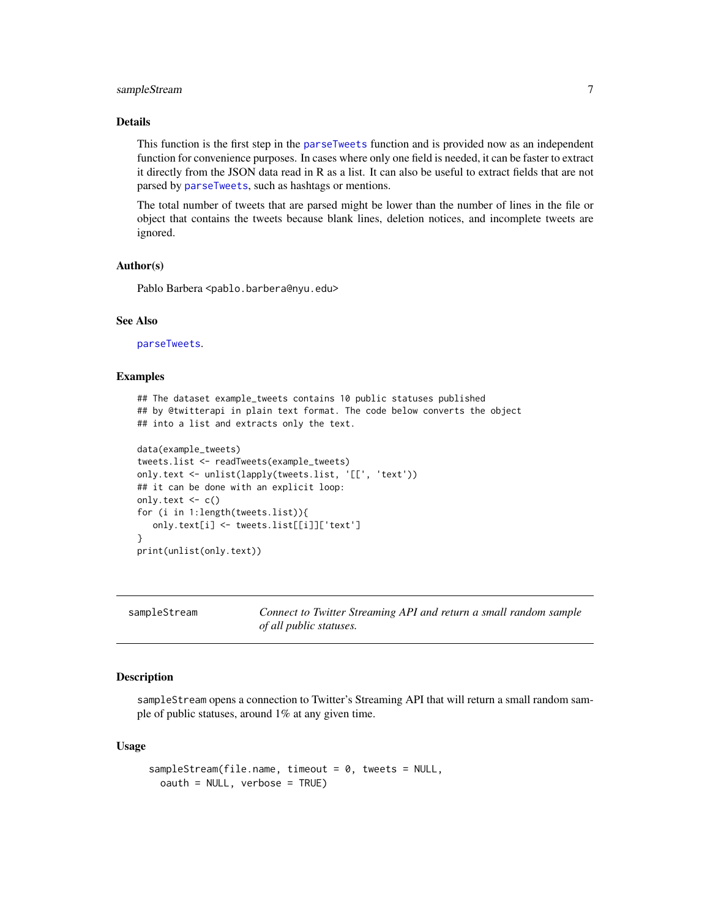### Details

This function is the first step in the `parseTweets` function and is provided now as an independent function for convenience purposes. In cases where only one field is needed, it can be faster to extract it directly from the JSON data read in R as a list. It can also be useful to extract fields that are not parsed by `parseTweets`, such as hashtags or mentions.

The total number of tweets that are parsed might be lower than the number of lines in the file or object that contains the tweets because blank lines, deletion notices, and incomplete tweets are ignored.

### Author(s)

Pablo Barbera <pablo.barbera@nyu.edu>

### See Also

`parseTweets`.

### Examples

```
## The dataset example_tweets contains 10 public statuses published
## by @twitterapi in plain text format. The code below converts the object
## into a list and extracts only the text.

data(example_tweets)
tweets.list <- readTweets(example_tweets)
only.text <- unlist(lapply(tweets.list, '[[', 'text'))
## it can be done with an explicit loop:
only.text <- c()
for (i in 1:length(tweets.list)){
   only.text[i] <- tweets.list[[i]]['text']
}
print(unlist(only.text))
```

---

## sampleStream    *Connect to Twitter Streaming API and return a small random sample of all public statuses.*

---

### Description

`sampleStream` opens a connection to Twitter's Streaming API that will return a small random sample of public statuses, around 1% at any given time.

### Usage

```
sampleStream(file.name, timeout = 0, tweets = NULL,
  oauth = NULL, verbose = TRUE)
```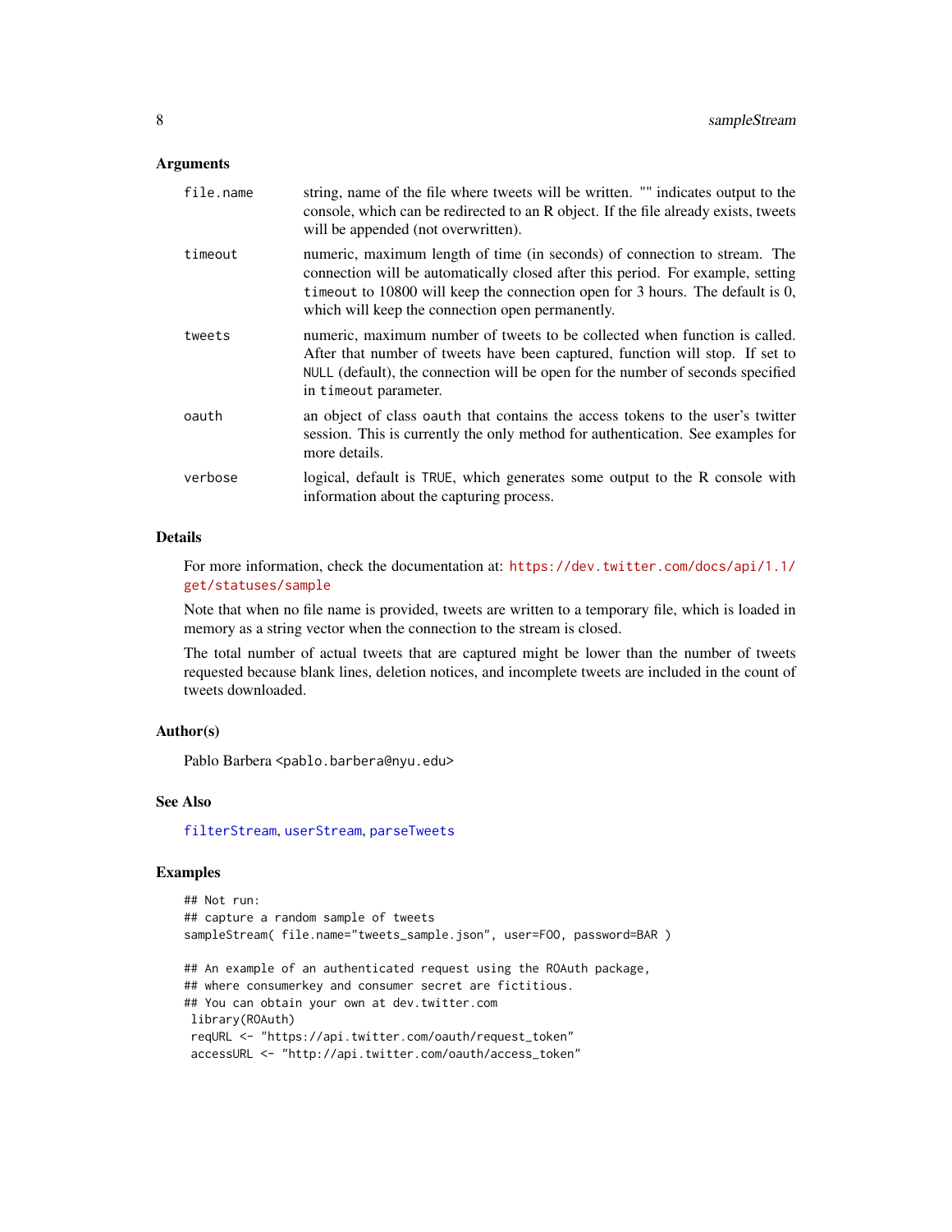### Arguments

| | |
|---|---|
| `file.name` | string, name of the file where tweets will be written. "" indicates output to the console, which can be redirected to an R object. If the file already exists, tweets will be appended (not overwritten). |
| `timeout` | numeric, maximum length of time (in seconds) of connection to stream. The connection will be automatically closed after this period. For example, setting `timeout` to 10800 will keep the connection open for 3 hours. The default is 0, which will keep the connection open permanently. |
| `tweets` | numeric, maximum number of tweets to be collected when function is called. After that number of tweets have been captured, function will stop. If set to `NULL` (default), the connection will be open for the number of seconds specified in `timeout` parameter. |
| `oauth` | an object of class `oauth` that contains the access tokens to the user's twitter session. This is currently the only method for authentication. See examples for more details. |
| `verbose` | logical, default is `TRUE`, which generates some output to the R console with information about the capturing process. |

### Details

For more information, check the documentation at: https://dev.twitter.com/docs/api/1.1/get/statuses/sample

Note that when no file name is provided, tweets are written to a temporary file, which is loaded in memory as a string vector when the connection to the stream is closed.

The total number of actual tweets that are captured might be lower than the number of tweets requested because blank lines, deletion notices, and incomplete tweets are included in the count of tweets downloaded.

### Author(s)

Pablo Barbera <pablo.barbera@nyu.edu>

### See Also

`filterStream`, `userStream`, `parseTweets`

### Examples

```
## Not run:
## capture a random sample of tweets
sampleStream( file.name="tweets_sample.json", user=FOO, password=BAR )

## An example of an authenticated request using the ROAuth package,
## where consumerkey and consumer secret are fictitious.
## You can obtain your own at dev.twitter.com
 library(ROAuth)
 reqURL <- "https://api.twitter.com/oauth/request_token"
 accessURL <- "http://api.twitter.com/oauth/access_token"
```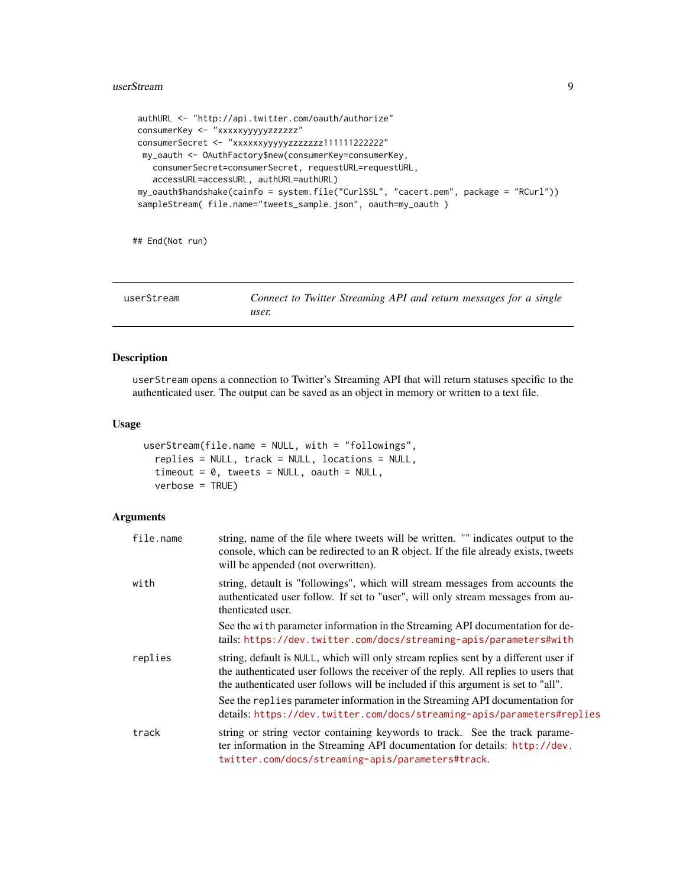```
authURL <- "http://api.twitter.com/oauth/authorize"
consumerKey <- "xxxxxyyyyyzzzzzz"
consumerSecret <- "xxxxxxyyyyyzzzzzzz111111222222"
 my_oauth <- OAuthFactory$new(consumerKey=consumerKey,
   consumerSecret=consumerSecret, requestURL=requestURL,
   accessURL=accessURL, authURL=authURL)
my_oauth$handshake(cainfo = system.file("CurlSSL", "cacert.pem", package = "RCurl"))
sampleStream( file.name="tweets_sample.json", oauth=my_oauth )


## End(Not run)
```

---

## userStream — *Connect to Twitter Streaming API and return messages for a single user.*

---

### Description

`userStream` opens a connection to Twitter's Streaming API that will return statuses specific to the authenticated user. The output can be saved as an object in memory or written to a text file.

### Usage

```
userStream(file.name = NULL, with = "followings",
  replies = NULL, track = NULL, locations = NULL,
  timeout = 0, tweets = NULL, oauth = NULL,
  verbose = TRUE)
```

### Arguments

| | |
|---|---|
| `file.name` | string, name of the file where tweets will be written. "" indicates output to the console, which can be redirected to an R object. If the file already exists, tweets will be appended (not overwritten). |
| `with` | string, detault is "followings", which will stream messages from accounts the authenticated user follow. If set to "user", will only stream messages from authenticated user. <br> See the `with` parameter information in the Streaming API documentation for details: https://dev.twitter.com/docs/streaming-apis/parameters#with |
| `replies` | string, default is `NULL`, which will only stream replies sent by a different user if the authenticated user follows the receiver of the reply. All replies to users that the authenticated user follows will be included if this argument is set to "all". <br> See the `replies` parameter information in the Streaming API documentation for details: https://dev.twitter.com/docs/streaming-apis/parameters#replies |
| `track` | string or string vector containing keywords to track. See the track parameter information in the Streaming API documentation for details: http://dev.twitter.com/docs/streaming-apis/parameters#track. |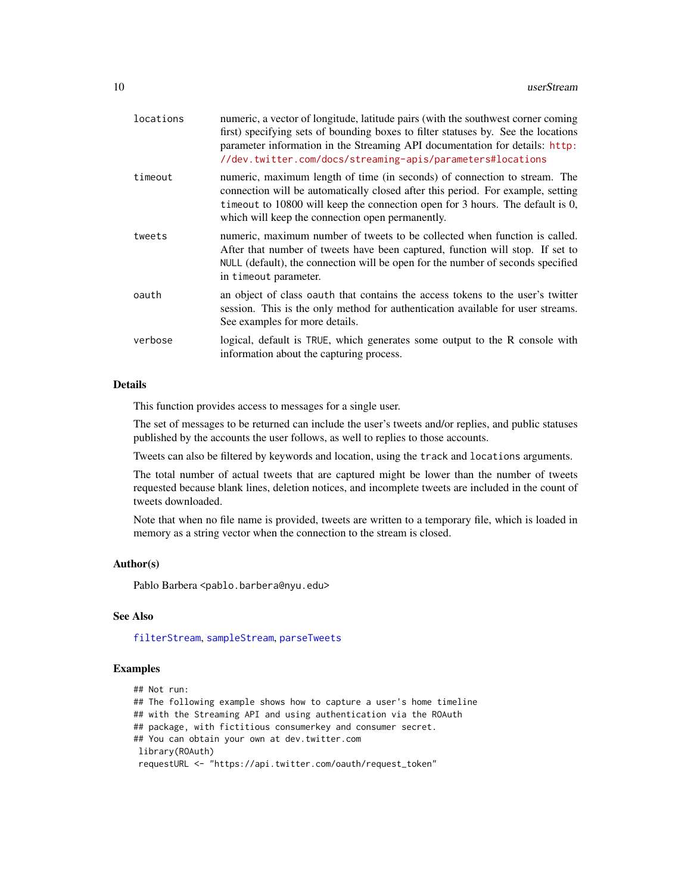| | |
|---|---|
| `locations` | numeric, a vector of longitude, latitude pairs (with the southwest corner coming first) specifying sets of bounding boxes to filter statuses by. See the locations parameter information in the Streaming API documentation for details: http://dev.twitter.com/docs/streaming-apis/parameters#locations |
| `timeout` | numeric, maximum length of time (in seconds) of connection to stream. The connection will be automatically closed after this period. For example, setting `timeout` to 10800 will keep the connection open for 3 hours. The default is 0, which will keep the connection open permanently. |
| `tweets` | numeric, maximum number of tweets to be collected when function is called. After that number of tweets have been captured, function will stop. If set to `NULL` (default), the connection will be open for the number of seconds specified in `timeout` parameter. |
| `oauth` | an object of class `oauth` that contains the access tokens to the user's twitter session. This is the only method for authentication available for user streams. See examples for more details. |
| `verbose` | logical, default is `TRUE`, which generates some output to the R console with information about the capturing process. |

### Details

This function provides access to messages for a single user.

The set of messages to be returned can include the user's tweets and/or replies, and public statuses published by the accounts the user follows, as well to replies to those accounts.

Tweets can also be filtered by keywords and location, using the `track` and `locations` arguments.

The total number of actual tweets that are captured might be lower than the number of tweets requested because blank lines, deletion notices, and incomplete tweets are included in the count of tweets downloaded.

Note that when no file name is provided, tweets are written to a temporary file, which is loaded in memory as a string vector when the connection to the stream is closed.

### Author(s)

Pablo Barbera <pablo.barbera@nyu.edu>

### See Also

`filterStream`, `sampleStream`, `parseTweets`

### Examples

```
## Not run:
## The following example shows how to capture a user's home timeline
## with the Streaming API and using authentication via the ROAuth
## package, with fictitious consumerkey and consumer secret.
## You can obtain your own at dev.twitter.com
 library(ROAuth)
 requestURL <- "https://api.twitter.com/oauth/request_token"
```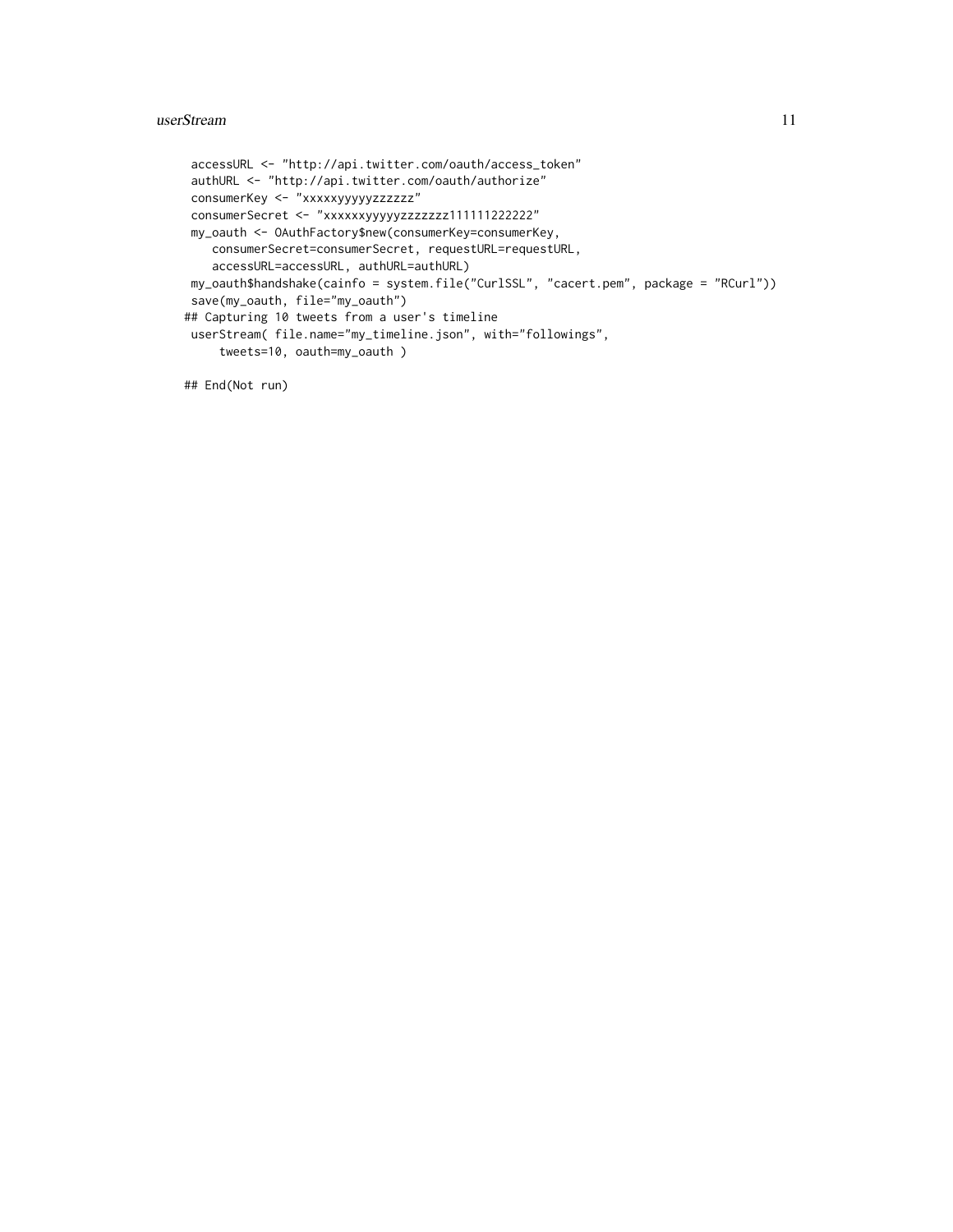```
 accessURL <- "http://api.twitter.com/oauth/access_token"
 authURL <- "http://api.twitter.com/oauth/authorize"
 consumerKey <- "xxxxxyyyyyzzzzzz"
 consumerSecret <- "xxxxxxyyyyyzzzzzzz111111222222"
 my_oauth <- OAuthFactory$new(consumerKey=consumerKey,
    consumerSecret=consumerSecret, requestURL=requestURL,
    accessURL=accessURL, authURL=authURL)
 my_oauth$handshake(cainfo = system.file("CurlSSL", "cacert.pem", package = "RCurl"))
 save(my_oauth, file="my_oauth")
## Capturing 10 tweets from a user's timeline
 userStream( file.name="my_timeline.json", with="followings",
     tweets=10, oauth=my_oauth )

## End(Not run)
```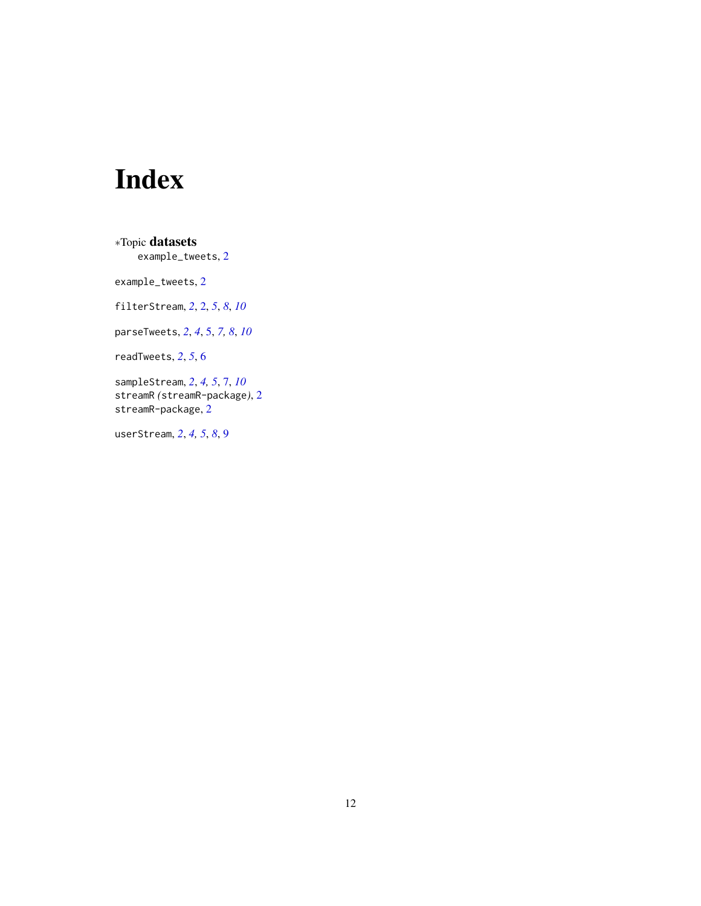# Index

*Topic **datasets**
    example_tweets, 2

example_tweets, 2

filterStream, *2*, 2, *5*, *8*, *10*

parseTweets, *2*, *4*, 5, *7, 8*, *10*

readTweets, *2*, *5*, 6

sampleStream, *2*, *4, 5*, 7, *10*
streamR *(*streamR-package*)*, 2
streamR-package, 2

userStream, *2*, *4, 5*, *8*, 9